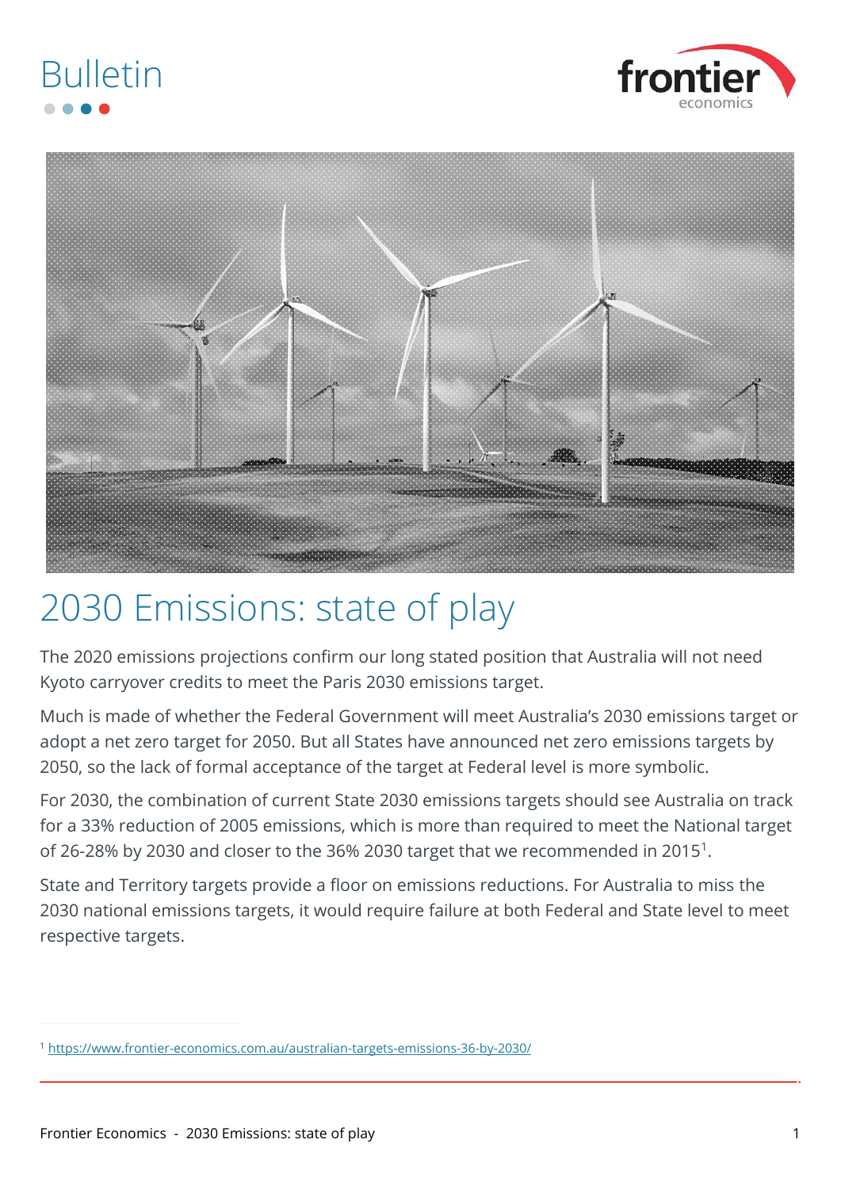Bulletin

# 2030 Emissions: state of play

The 2020 emissions projections confirm our long stated position that Australia will not need Kyoto carryover credits to meet the Paris 2030 emissions target.

Much is made of whether the Federal Government will meet Australia's 2030 emissions target or adopt a net zero target for 2050. But all States have announced net zero emissions targets by 2050, so the lack of formal acceptance of the target at Federal level is more symbolic.

For 2030, the combination of current State 2030 emissions targets should see Australia on track for a 33% reduction of 2005 emissions, which is more than required to meet the National target of 26-28% by 2030 and closer to the 36% 2030 target that we recommended in 2015[1].

State and Territory targets provide a floor on emissions reductions. For Australia to miss the 2030 national emissions targets, it would require failure at both Federal and State level to meet respective targets.

[1] https://www.frontier-economics.com.au/australian-targets-emissions-36-by-2030/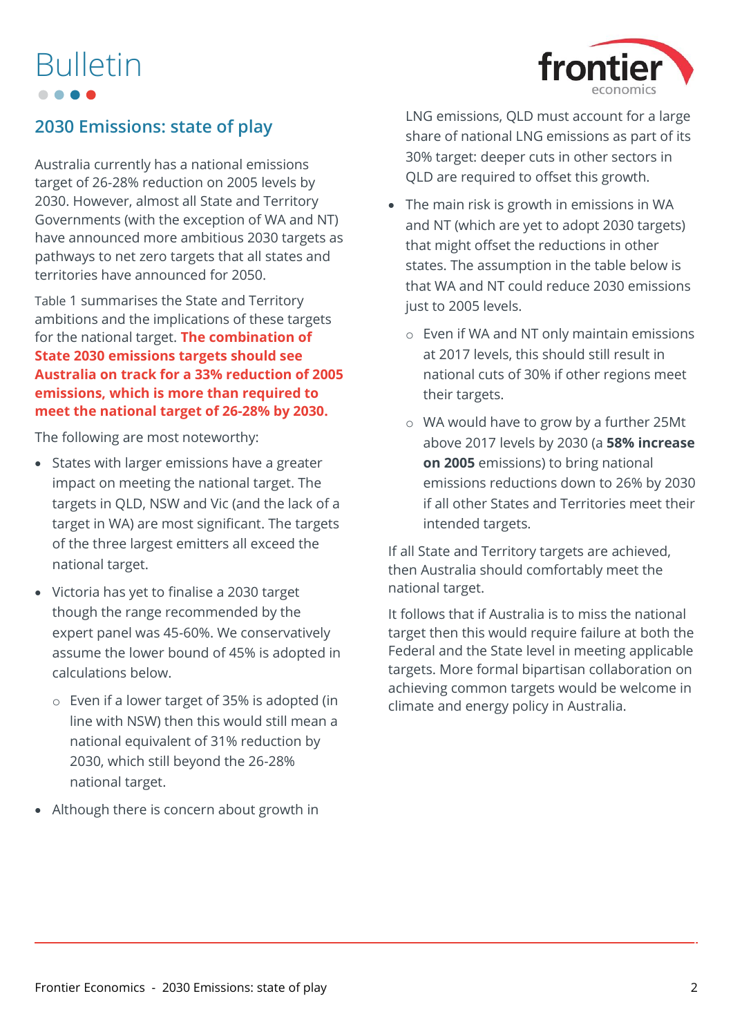# Bulletin

## 2030 Emissions: state of play

Australia currently has a national emissions target of 26-28% reduction on 2005 levels by 2030. However, almost all State and Territory Governments (with the exception of WA and NT) have announced more ambitious 2030 targets as pathways to net zero targets that all states and territories have announced for 2050.

Table 1 summarises the State and Territory ambitions and the implications of these targets for the national target. **The combination of State 2030 emissions targets should see Australia on track for a 33% reduction of 2005 emissions, which is more than required to meet the national target of 26-28% by 2030.**

The following are most noteworthy:

- States with larger emissions have a greater impact on meeting the national target. The targets in QLD, NSW and Vic (and the lack of a target in WA) are most significant. The targets of the three largest emitters all exceed the national target.
- Victoria has yet to finalise a 2030 target though the range recommended by the expert panel was 45-60%. We conservatively assume the lower bound of 45% is adopted in calculations below.
  - Even if a lower target of 35% is adopted (in line with NSW) then this would still mean a national equivalent of 31% reduction by 2030, which still beyond the 26-28% national target.
- Although there is concern about growth in LNG emissions, QLD must account for a large share of national LNG emissions as part of its 30% target: deeper cuts in other sectors in QLD are required to offset this growth.
- The main risk is growth in emissions in WA and NT (which are yet to adopt 2030 targets) that might offset the reductions in other states. The assumption in the table below is that WA and NT could reduce 2030 emissions just to 2005 levels.
  - Even if WA and NT only maintain emissions at 2017 levels, this should still result in national cuts of 30% if other regions meet their targets.
  - WA would have to grow by a further 25Mt above 2017 levels by 2030 (a **58% increase on 2005** emissions) to bring national emissions reductions down to 26% by 2030 if all other States and Territories meet their intended targets.

If all State and Territory targets are achieved, then Australia should comfortably meet the national target.

It follows that if Australia is to miss the national target then this would require failure at both the Federal and the State level in meeting applicable targets. More formal bipartisan collaboration on achieving common targets would be welcome in climate and energy policy in Australia.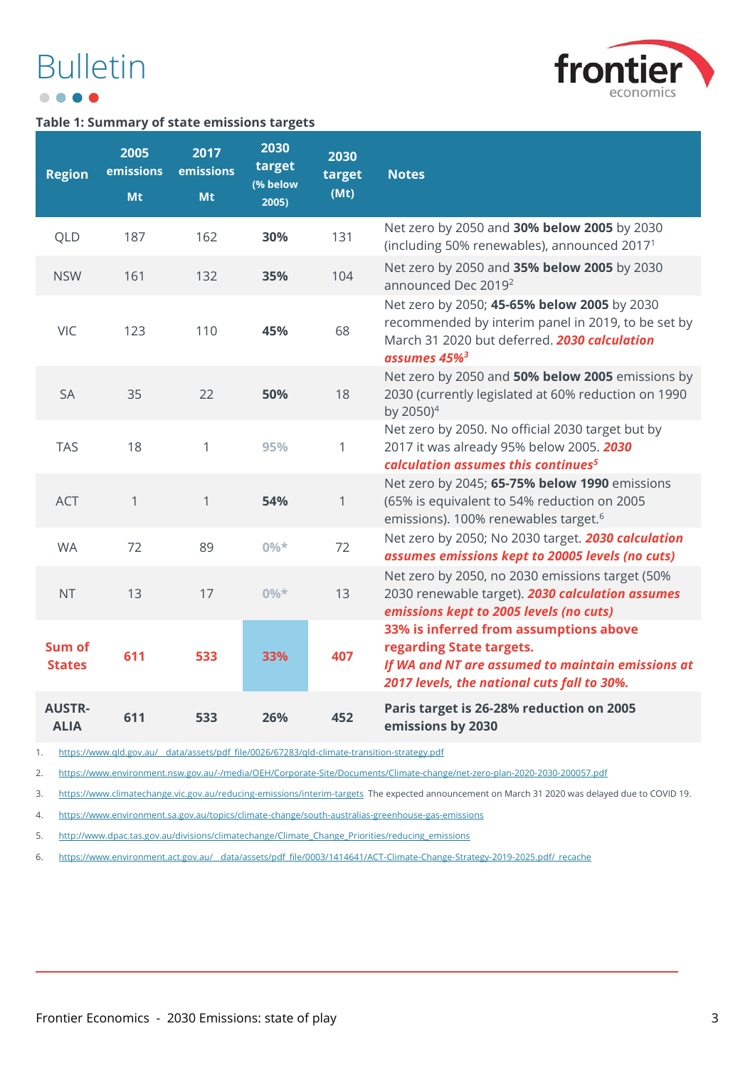**Table 1: Summary of state emissions targets**

| Region | 2005 emissions Mt | 2017 emissions Mt | 2030 target (% below 2005) | 2030 target (Mt) | Notes |
|---|---|---|---|---|---|
| QLD | 187 | 162 | **30%** | 131 | Net zero by 2050 and **30% below 2005** by 2030 (including 50% renewables), announced 2017[1] |
| NSW | 161 | 132 | **35%** | 104 | Net zero by 2050 and **35% below 2005** by 2030 announced Dec 2019[2] |
| VIC | 123 | 110 | **45%** | 68 | Net zero by 2050; **45-65% below 2005** by 2030 recommended by interim panel in 2019, to be set by March 31 2020 but deferred. ***2030 calculation assumes 45%***[3] |
| SA | 35 | 22 | **50%** | 18 | Net zero by 2050 and **50% below 2005** emissions by 2030 (currently legislated at 60% reduction on 1990 by 2050)[4] |
| TAS | 18 | 1 | **95%** | 1 | Net zero by 2050. No official 2030 target but by 2017 it was already 95% below 2005. ***2030 calculation assumes this continues***[5] |
| ACT | 1 | 1 | **54%** | 1 | Net zero by 2045; **65-75% below 1990** emissions (65% is equivalent to 54% reduction on 2005 emissions). 100% renewables target.[6] |
| WA | 72 | 89 | **0%*** | 72 | Net zero by 2050; No 2030 target. ***2030 calculation assumes emissions kept to 20005 levels (no cuts)*** |
| NT | 13 | 17 | **0%*** | 13 | Net zero by 2050, no 2030 emissions target (50% 2030 renewable target). ***2030 calculation assumes emissions kept to 2005 levels (no cuts)*** |
| **Sum of States** | **611** | **533** | **33%** | **407** | **33% is inferred from assumptions above regarding State targets.** ***If WA and NT are assumed to maintain emissions at 2017 levels, the national cuts fall to 30%.*** |
| **AUSTR-ALIA** | **611** | **533** | **26%** | **452** | **Paris target is 26-28% reduction on 2005 emissions by 2030** |

1. https://www.qld.gov.au/__data/assets/pdf_file/0026/67283/qld-climate-transition-strategy.pdf
2. https://www.environment.nsw.gov.au/-/media/OEH/Corporate-Site/Documents/Climate-change/net-zero-plan-2020-2030-200057.pdf
3. https://www.climatechange.vic.gov.au/reducing-emissions/interim-targets The expected announcement on March 31 2020 was delayed due to COVID 19.
4. https://www.environment.sa.gov.au/topics/climate-change/south-australias-greenhouse-gas-emissions
5. http://www.dpac.tas.gov.au/divisions/climatechange/Climate_Change_Priorities/reducing_emissions
6. https://www.environment.act.gov.au/__data/assets/pdf_file/0003/1414641/ACT-Climate-Change-Strategy-2019-2025.pdf/_recache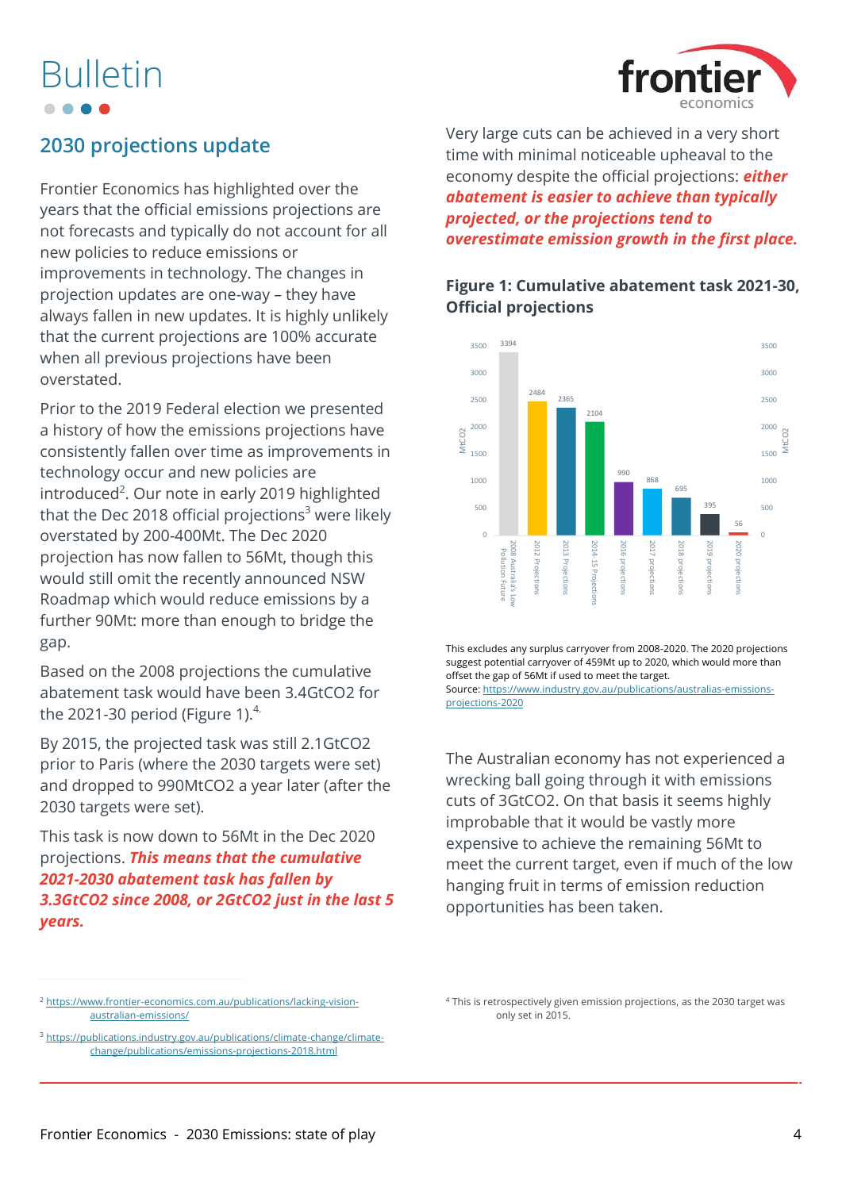# Bulletin

## 2030 projections update

Frontier Economics has highlighted over the years that the official emissions projections are not forecasts and typically do not account for all new policies to reduce emissions or improvements in technology. The changes in projection updates are one-way – they have always fallen in new updates. It is highly unlikely that the current projections are 100% accurate when all previous projections have been overstated.

Prior to the 2019 Federal election we presented a history of how the emissions projections have consistently fallen over time as improvements in technology occur and new policies are introduced[2]. Our note in early 2019 highlighted that the Dec 2018 official projections[3] were likely overstated by 200-400Mt. The Dec 2020 projection has now fallen to 56Mt, though this would still omit the recently announced NSW Roadmap which would reduce emissions by a further 90Mt: more than enough to bridge the gap.

Based on the 2008 projections the cumulative abatement task would have been 3.4GtCO2 for the 2021-30 period (Figure 1).[4]

By 2015, the projected task was still 2.1GtCO2 prior to Paris (where the 2030 targets were set) and dropped to 990MtCO2 a year later (after the 2030 targets were set).

This task is now down to 56Mt in the Dec 2020 projections. ***This means that the cumulative 2021-2030 abatement task has fallen by 3.3GtCO2 since 2008, or 2GtCO2 just in the last 5 years.***

Very large cuts can be achieved in a very short time with minimal noticeable upheaval to the economy despite the official projections: ***either abatement is easier to achieve than typically projected, or the projections tend to overestimate emission growth in the first place.***

**Figure 1: Cumulative abatement task 2021-30, Official projections**

| Projection | MtCO2 |
|---|---|
| 2008 Australia's Low Pollution Future | 3394 |
| 2012 Projections | 2484 |
| 2013 Projections | 2365 |
| 2014-15 Projections | 2104 |
| 2016 projections | 990 |
| 2017 projections | 868 |
| 2018 projections | 695 |
| 2019 projections | 395 |
| 2020 projections | 56 |

This excludes any surplus carryover from 2008-2020. The 2020 projections suggest potential carryover of 459Mt up to 2020, which would more than offset the gap of 56Mt if used to meet the target.
Source: https://www.industry.gov.au/publications/australias-emissions-projections-2020

The Australian economy has not experienced a wrecking ball going through it with emissions cuts of 3GtCO2. On that basis it seems highly improbable that it would be vastly more expensive to achieve the remaining 56Mt to meet the current target, even if much of the low hanging fruit in terms of emission reduction opportunities has been taken.

---

[2] https://www.frontier-economics.com.au/publications/lacking-vision-australian-emissions/

[3] https://publications.industry.gov.au/publications/climate-change/climate-change/publications/emissions-projections-2018.html

[4] This is retrospectively given emission projections, as the 2030 target was only set in 2015.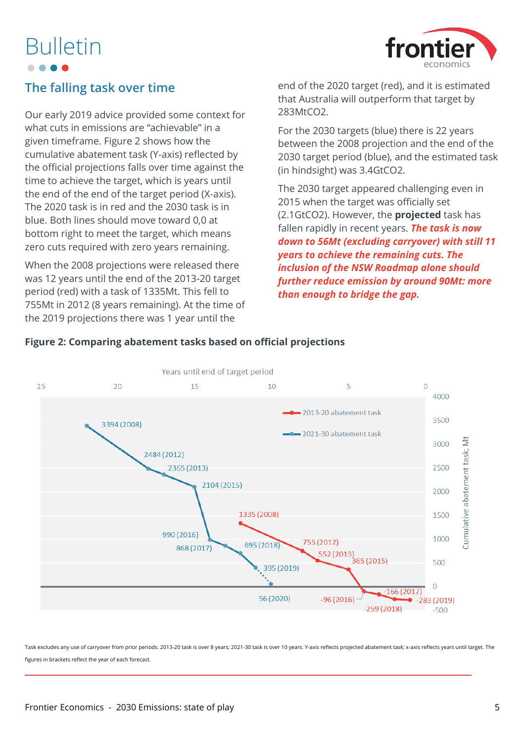## The falling task over time

Our early 2019 advice provided some context for what cuts in emissions are "achievable" in a given timeframe. Figure 2 shows how the cumulative abatement task (Y-axis) reflected by the official projections falls over time against the time to achieve the target, which is years until the end of the end of the target period (X-axis). The 2020 task is in red and the 2030 task is in blue. Both lines should move toward 0,0 at bottom right to meet the target, which means zero cuts required with zero years remaining.

When the 2008 projections were released there was 12 years until the end of the 2013-20 target period (red) with a task of 1335Mt. This fell to 755Mt in 2012 (8 years remaining). At the time of the 2019 projections there was 1 year until the end of the 2020 target (red), and it is estimated that Australia will outperform that target by 283MtCO2.

For the 2030 targets (blue) there is 22 years between the 2008 projection and the end of the 2030 target period (blue), and the estimated task (in hindsight) was 3.4GtCO2.

The 2030 target appeared challenging even in 2015 when the target was officially set (2.1GtCO2). However, the **projected** task has fallen rapidly in recent years. ***The task is now down to 56Mt (excluding carryover) with still 11 years to achieve the remaining cuts. The inclusion of the NSW Roadmap alone should further reduce emission by around 90Mt: more than enough to bridge the gap.***

**Figure 2: Comparing abatement tasks based on official projections**

Task excludes any use of carryover from prior periods. 2013-20 task is over 8 years; 2021-30 task is over 10 years. Y-axis reflects projected abatement task; x-axis reflects years until target. The figures in brackets reflect the year of each forecast.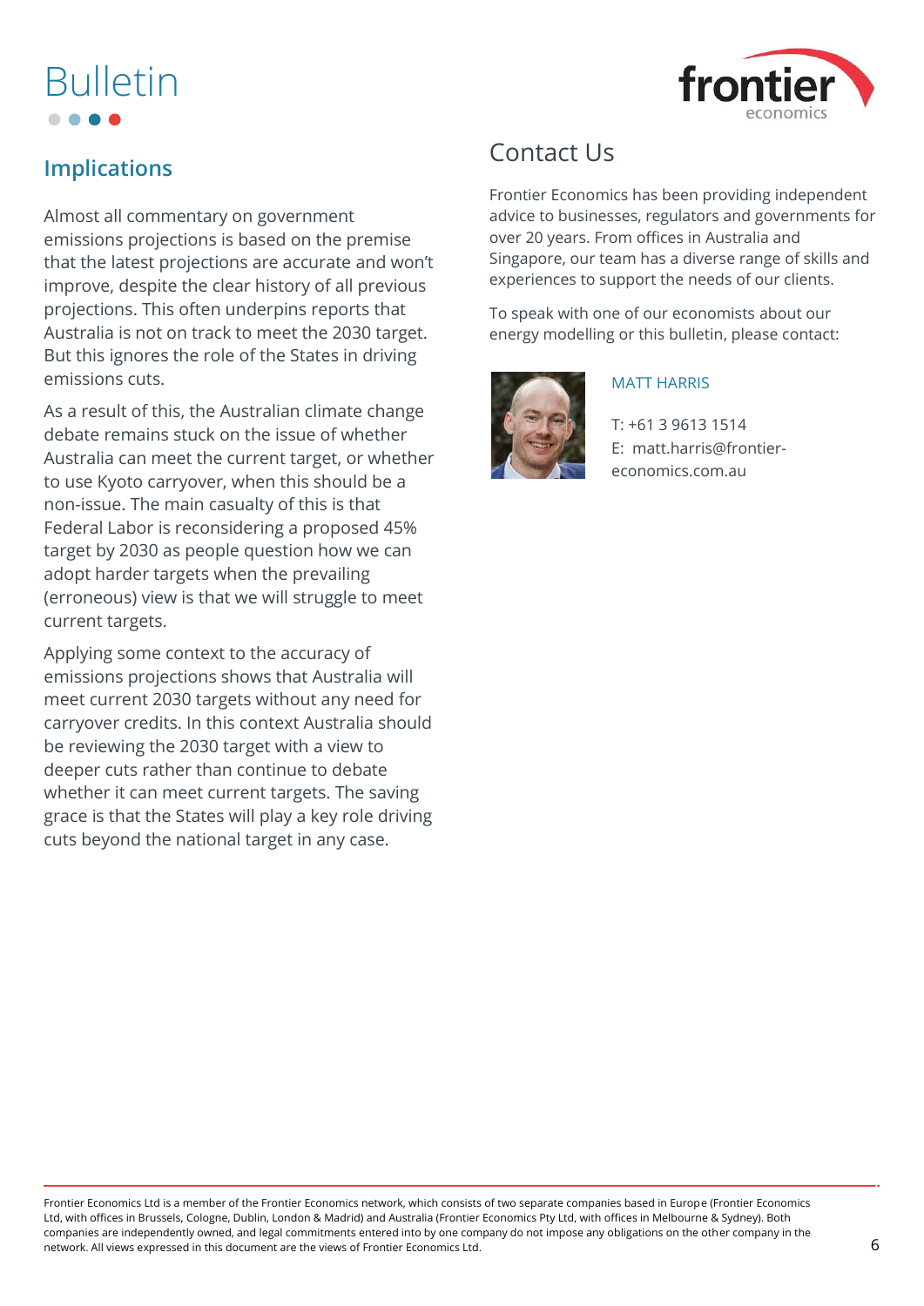## Implications

Almost all commentary on government emissions projections is based on the premise that the latest projections are accurate and won't improve, despite the clear history of all previous projections. This often underpins reports that Australia is not on track to meet the 2030 target. But this ignores the role of the States in driving emissions cuts.

As a result of this, the Australian climate change debate remains stuck on the issue of whether Australia can meet the current target, or whether to use Kyoto carryover, when this should be a non-issue. The main casualty of this is that Federal Labor is reconsidering a proposed 45% target by 2030 as people question how we can adopt harder targets when the prevailing (erroneous) view is that we will struggle to meet current targets.

Applying some context to the accuracy of emissions projections shows that Australia will meet current 2030 targets without any need for carryover credits. In this context Australia should be reviewing the 2030 target with a view to deeper cuts rather than continue to debate whether it can meet current targets. The saving grace is that the States will play a key role driving cuts beyond the national target in any case.

## Contact Us

Frontier Economics has been providing independent advice to businesses, regulators and governments for over 20 years. From offices in Australia and Singapore, our team has a diverse range of skills and experiences to support the needs of our clients.

To speak with one of our economists about our energy modelling or this bulletin, please contact:

MATT HARRIS

T: +61 3 9613 1514
E: matt.harris@frontier-economics.com.au

Frontier Economics Ltd is a member of the Frontier Economics network, which consists of two separate companies based in Europe (Frontier Economics Ltd, with offices in Brussels, Cologne, Dublin, London & Madrid) and Australia (Frontier Economics Pty Ltd, with offices in Melbourne & Sydney). Both companies are independently owned, and legal commitments entered into by one company do not impose any obligations on the other company in the network. All views expressed in this document are the views of Frontier Economics Ltd.